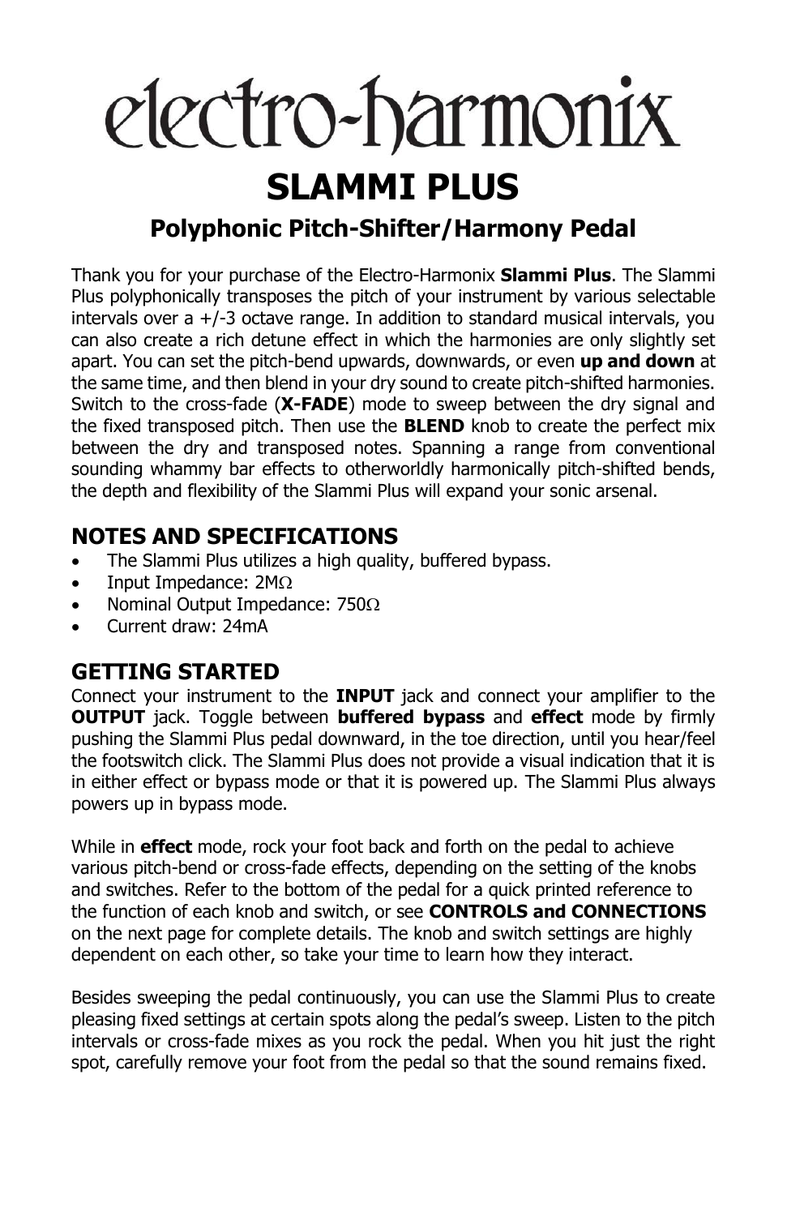# electro-harmonix

# SLAMMI PLUS

## Polyphonic Pitch-Shifter/Harmony Pedal

Thank you for your purchase of the Electro-Harmonix **Slammi Plus**. The Slammi Plus polyphonically transposes the pitch of your instrument by various selectable intervals over a +/-3 octave range. In addition to standard musical intervals, you can also create a rich detune effect in which the harmonies are only slightly set apart. You can set the pitch-bend upwards, downwards, or even **up and down** at the same time, and then blend in your dry sound to create pitch-shifted harmonies. Switch to the cross-fade (**X-FADE**) mode to sweep between the dry signal and the fixed transposed pitch. Then use the **BLEND** knob to create the perfect mix between the dry and transposed notes. Spanning a range from conventional sounding whammy bar effects to otherworldly harmonically pitch-shifted bends, the depth and flexibility of the Slammi Plus will expand your sonic arsenal.

## NOTES AND SPECIFICATIONS

- The Slammi Plus utilizes a high quality, buffered bypass.
- Input Impedance: 2MΩ
- Nominal Output Impedance: 750Ω
- Current draw: 24mA

## GETTING STARTED

Connect your instrument to the **INPUT** jack and connect your amplifier to the **OUTPUT** jack. Toggle between **buffered bypass** and **effect** mode by firmly pushing the Slammi Plus pedal downward, in the toe direction, until you hear/feel the footswitch click. The Slammi Plus does not provide a visual indication that it is in either effect or bypass mode or that it is powered up. The Slammi Plus always powers up in bypass mode.

While in **effect** mode, rock your foot back and forth on the pedal to achieve various pitch-bend or cross-fade effects, depending on the setting of the knobs and switches. Refer to the bottom of the pedal for a quick printed reference to the function of each knob and switch, or see **CONTROLS and CONNECTIONS** on the next page for complete details. The knob and switch settings are highly dependent on each other, so take your time to learn how they interact.

Besides sweeping the pedal continuously, you can use the Slammi Plus to create pleasing fixed settings at certain spots along the pedal's sweep. Listen to the pitch intervals or cross-fade mixes as you rock the pedal. When you hit just the right spot, carefully remove your foot from the pedal so that the sound remains fixed.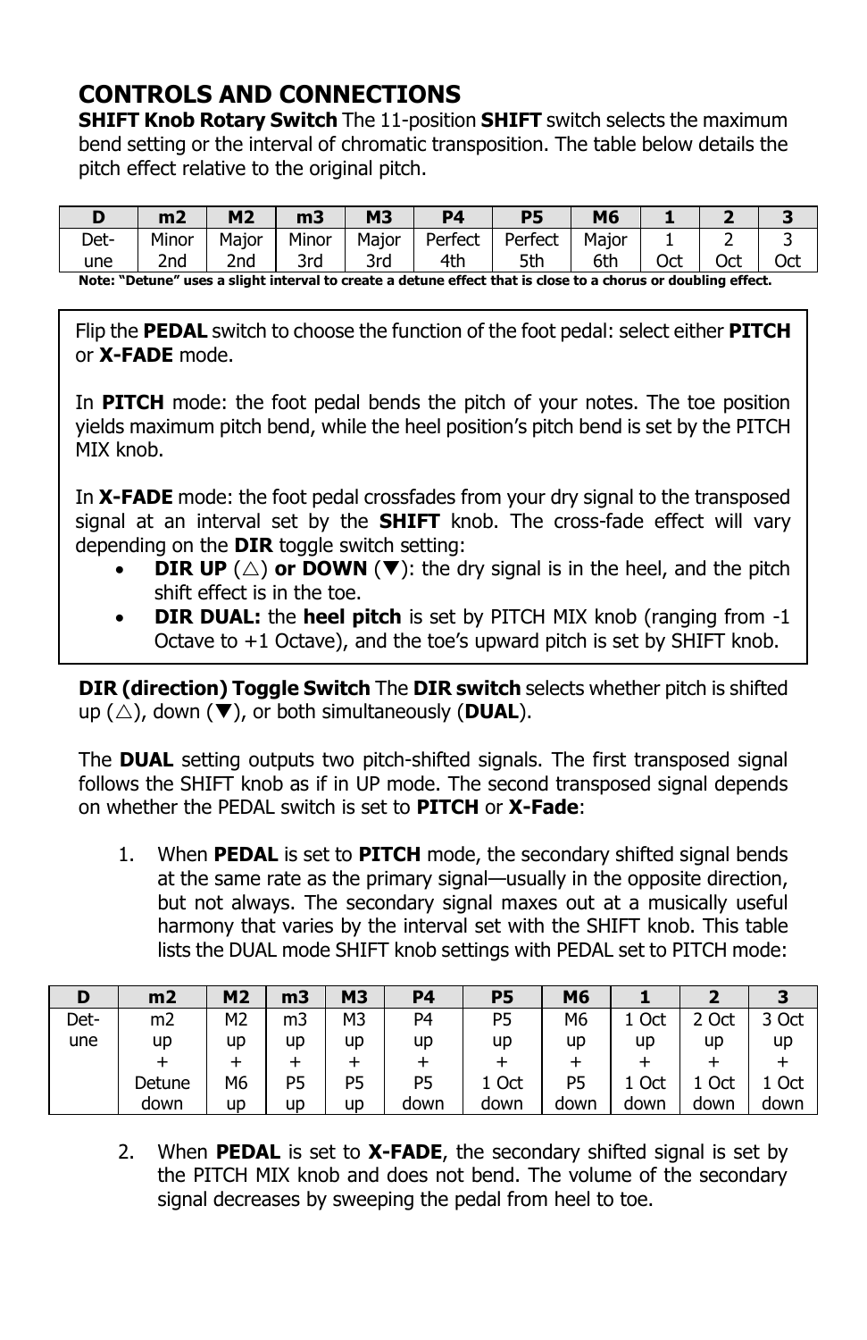## CONTROLS AND CONNECTIONS

**SHIFT Knob Rotary Switch** The 11-position **SHIFT** switch selects the maximum bend setting or the interval of chromatic transposition. The table below details the pitch effect relative to the original pitch.

| D | m2 | M2 | m3 | M3 | P4 | P5 | M6 | 1 | 2 | 3 |
|---|---|---|---|---|---|---|---|---|---|---|
| Det-une | Minor 2nd | Major 2nd | Minor 3rd | Major 3rd | Perfect 4th | Perfect 5th | Major 6th | 1 Oct | 2 Oct | 3 Oct |

**Note: "Detune" uses a slight interval to create a detune effect that is close to a chorus or doubling effect.**

Flip the **PEDAL** switch to choose the function of the foot pedal: select either **PITCH** or **X-FADE** mode.

In **PITCH** mode: the foot pedal bends the pitch of your notes. The toe position yields maximum pitch bend, while the heel position's pitch bend is set by the PITCH MIX knob.

In **X-FADE** mode: the foot pedal crossfades from your dry signal to the transposed signal at an interval set by the **SHIFT** knob. The cross-fade effect will vary depending on the **DIR** toggle switch setting:

- **DIR UP** (△) **or DOWN** (▼): the dry signal is in the heel, and the pitch shift effect is in the toe.
- **DIR DUAL:** the **heel pitch** is set by PITCH MIX knob (ranging from -1 Octave to +1 Octave), and the toe's upward pitch is set by SHIFT knob.

**DIR (direction) Toggle Switch** The **DIR switch** selects whether pitch is shifted up (△), down (▼), or both simultaneously (**DUAL**).

The **DUAL** setting outputs two pitch-shifted signals. The first transposed signal follows the SHIFT knob as if in UP mode. The second transposed signal depends on whether the PEDAL switch is set to **PITCH** or **X-Fade**:

1. When **PEDAL** is set to **PITCH** mode, the secondary shifted signal bends at the same rate as the primary signal—usually in the opposite direction, but not always. The secondary signal maxes out at a musically useful harmony that varies by the interval set with the SHIFT knob. This table lists the DUAL mode SHIFT knob settings with PEDAL set to PITCH mode:

| D | m2 | M2 | m3 | M3 | P4 | P5 | M6 | 1 | 2 | 3 |
|---|---|---|---|---|---|---|---|---|---|---|
| Det-une | m2 up + Detune down | M2 up + M6 up | m3 up + P5 up | M3 up + P5 up | P4 up + P5 down | P5 up + 1 Oct down | M6 up + P5 down | 1 Oct up + 1 Oct down | 2 Oct up + 1 Oct down | 3 Oct up + 1 Oct down |

2. When **PEDAL** is set to **X-FADE**, the secondary shifted signal is set by the PITCH MIX knob and does not bend. The volume of the secondary signal decreases by sweeping the pedal from heel to toe.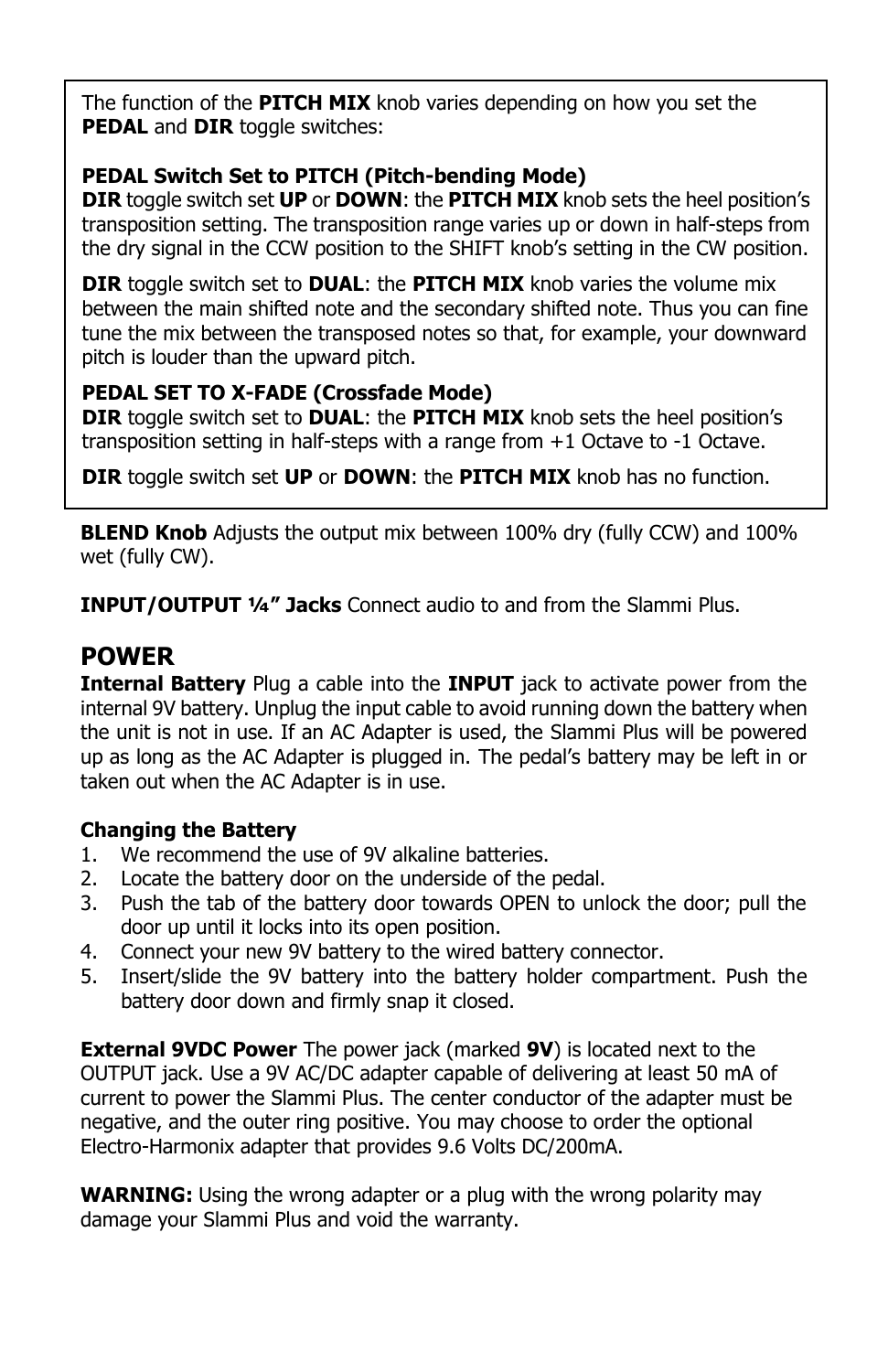The function of the **PITCH MIX** knob varies depending on how you set the **PEDAL** and **DIR** toggle switches:

**PEDAL Switch Set to PITCH (Pitch-bending Mode)**
**DIR** toggle switch set **UP** or **DOWN**: the **PITCH MIX** knob sets the heel position's transposition setting. The transposition range varies up or down in half-steps from the dry signal in the CCW position to the SHIFT knob's setting in the CW position.

**DIR** toggle switch set to **DUAL**: the **PITCH MIX** knob varies the volume mix between the main shifted note and the secondary shifted note. Thus you can fine tune the mix between the transposed notes so that, for example, your downward pitch is louder than the upward pitch.

**PEDAL SET TO X-FADE (Crossfade Mode)**
**DIR** toggle switch set to **DUAL**: the **PITCH MIX** knob sets the heel position's transposition setting in half-steps with a range from +1 Octave to -1 Octave.

**DIR** toggle switch set **UP** or **DOWN**: the **PITCH MIX** knob has no function.

**BLEND Knob** Adjusts the output mix between 100% dry (fully CCW) and 100% wet (fully CW).

**INPUT/OUTPUT ¼" Jacks** Connect audio to and from the Slammi Plus.

## POWER

**Internal Battery** Plug a cable into the **INPUT** jack to activate power from the internal 9V battery. Unplug the input cable to avoid running down the battery when the unit is not in use. If an AC Adapter is used, the Slammi Plus will be powered up as long as the AC Adapter is plugged in. The pedal's battery may be left in or taken out when the AC Adapter is in use.

**Changing the Battery**

1. We recommend the use of 9V alkaline batteries.
2. Locate the battery door on the underside of the pedal.
3. Push the tab of the battery door towards OPEN to unlock the door; pull the door up until it locks into its open position.
4. Connect your new 9V battery to the wired battery connector.
5. Insert/slide the 9V battery into the battery holder compartment. Push the battery door down and firmly snap it closed.

**External 9VDC Power** The power jack (marked **9V**) is located next to the OUTPUT jack. Use a 9V AC/DC adapter capable of delivering at least 50 mA of current to power the Slammi Plus. The center conductor of the adapter must be negative, and the outer ring positive. You may choose to order the optional Electro-Harmonix adapter that provides 9.6 Volts DC/200mA.

**WARNING:** Using the wrong adapter or a plug with the wrong polarity may damage your Slammi Plus and void the warranty.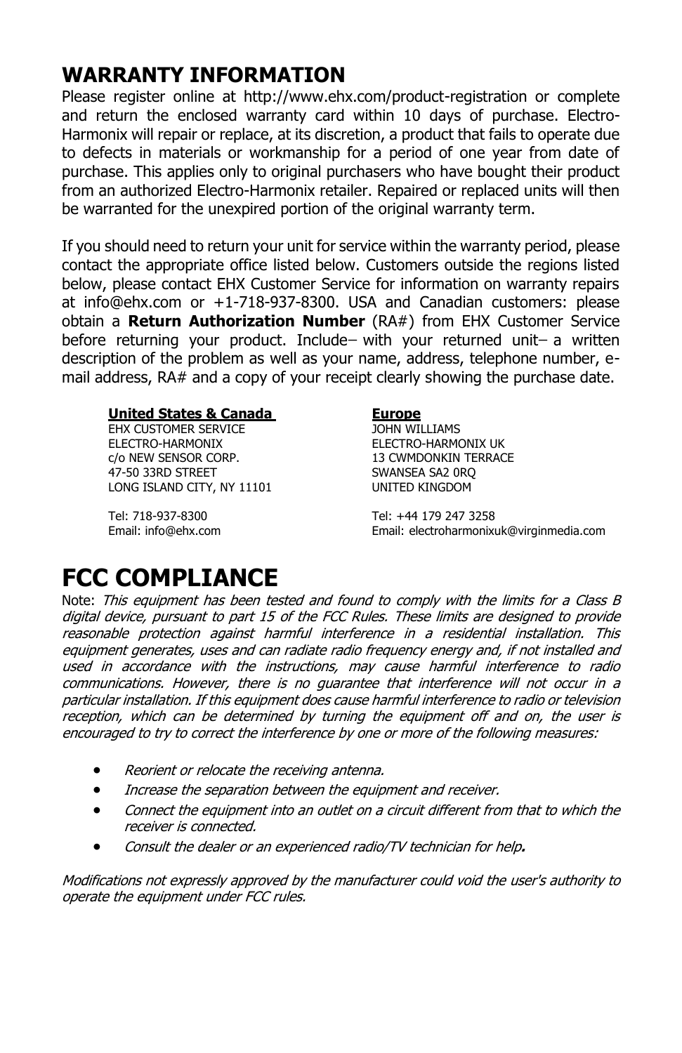## WARRANTY INFORMATION

Please register online at http://www.ehx.com/product-registration or complete and return the enclosed warranty card within 10 days of purchase. Electro-Harmonix will repair or replace, at its discretion, a product that fails to operate due to defects in materials or workmanship for a period of one year from date of purchase. This applies only to original purchasers who have bought their product from an authorized Electro-Harmonix retailer. Repaired or replaced units will then be warranted for the unexpired portion of the original warranty term.

If you should need to return your unit for service within the warranty period, please contact the appropriate office listed below. Customers outside the regions listed below, please contact EHX Customer Service for information on warranty repairs at info@ehx.com or +1-718-937-8300. USA and Canadian customers: please obtain a **Return Authorization Number** (RA#) from EHX Customer Service before returning your product. Include– with your returned unit– a written description of the problem as well as your name, address, telephone number, e-mail address, RA# and a copy of your receipt clearly showing the purchase date.

**United States & Canada**
EHX CUSTOMER SERVICE
ELECTRO-HARMONIX
c/o NEW SENSOR CORP.
47-50 33RD STREET
LONG ISLAND CITY, NY 11101

Tel: 718-937-8300
Email: info@ehx.com

**Europe**
JOHN WILLIAMS
ELECTRO-HARMONIX UK
13 CWMDONKIN TERRACE
SWANSEA SA2 0RQ
UNITED KINGDOM

Tel: +44 179 247 3258
Email: electroharmonixuk@virginmedia.com

# FCC COMPLIANCE

Note: *This equipment has been tested and found to comply with the limits for a Class B digital device, pursuant to part 15 of the FCC Rules. These limits are designed to provide reasonable protection against harmful interference in a residential installation. This equipment generates, uses and can radiate radio frequency energy and, if not installed and used in accordance with the instructions, may cause harmful interference to radio communications. However, there is no guarantee that interference will not occur in a particular installation. If this equipment does cause harmful interference to radio or television reception, which can be determined by turning the equipment off and on, the user is encouraged to try to correct the interference by one or more of the following measures:*

- *Reorient or relocate the receiving antenna.*
- *Increase the separation between the equipment and receiver.*
- *Connect the equipment into an outlet on a circuit different from that to which the receiver is connected.*
- *Consult the dealer or an experienced radio/TV technician for help.*

*Modifications not expressly approved by the manufacturer could void the user's authority to operate the equipment under FCC rules.*